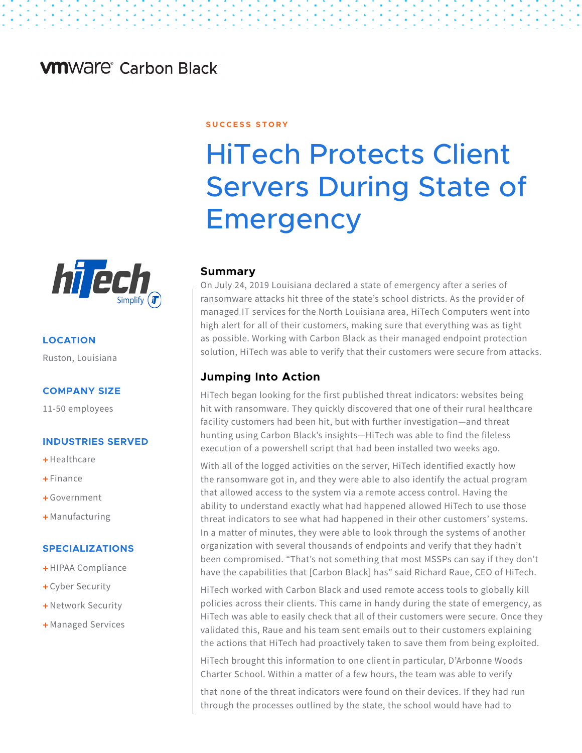vmware® Carbon Black

SUCCESS STORY

# HiTech Protects Client Servers During State of Emergency

### LOCATION

Ruston, Louisiana

### COMPANY SIZE

11-50 employees

### INDUSTRIES SERVED

+ Healthcare
+ Finance
+ Government
+ Manufacturing

### SPECIALIZATIONS

+ HIPAA Compliance
+ Cyber Security
+ Network Security
+ Managed Services

## Summary

On July 24, 2019 Louisiana declared a state of emergency after a series of ransomware attacks hit three of the state's school districts. As the provider of managed IT services for the North Louisiana area, HiTech Computers went into high alert for all of their customers, making sure that everything was as tight as possible. Working with Carbon Black as their managed endpoint protection solution, HiTech was able to verify that their customers were secure from attacks.

## Jumping Into Action

HiTech began looking for the first published threat indicators: websites being hit with ransomware. They quickly discovered that one of their rural healthcare facility customers had been hit, but with further investigation—and threat hunting using Carbon Black's insights—HiTech was able to find the fileless execution of a powershell script that had been installed two weeks ago.

With all of the logged activities on the server, HiTech identified exactly how the ransomware got in, and they were able to also identify the actual program that allowed access to the system via a remote access control. Having the ability to understand exactly what had happened allowed HiTech to use those threat indicators to see what had happened in their other customers' systems. In a matter of minutes, they were able to look through the systems of another organization with several thousands of endpoints and verify that they hadn't been compromised. "That's not something that most MSSPs can say if they don't have the capabilities that [Carbon Black] has" said Richard Raue, CEO of HiTech.

HiTech worked with Carbon Black and used remote access tools to globally kill policies across their clients. This came in handy during the state of emergency, as HiTech was able to easily check that all of their customers were secure. Once they validated this, Raue and his team sent emails out to their customers explaining the actions that HiTech had proactively taken to save them from being exploited.

HiTech brought this information to one client in particular, D'Arbonne Woods Charter School. Within a matter of a few hours, the team was able to verify

that none of the threat indicators were found on their devices. If they had run through the processes outlined by the state, the school would have had to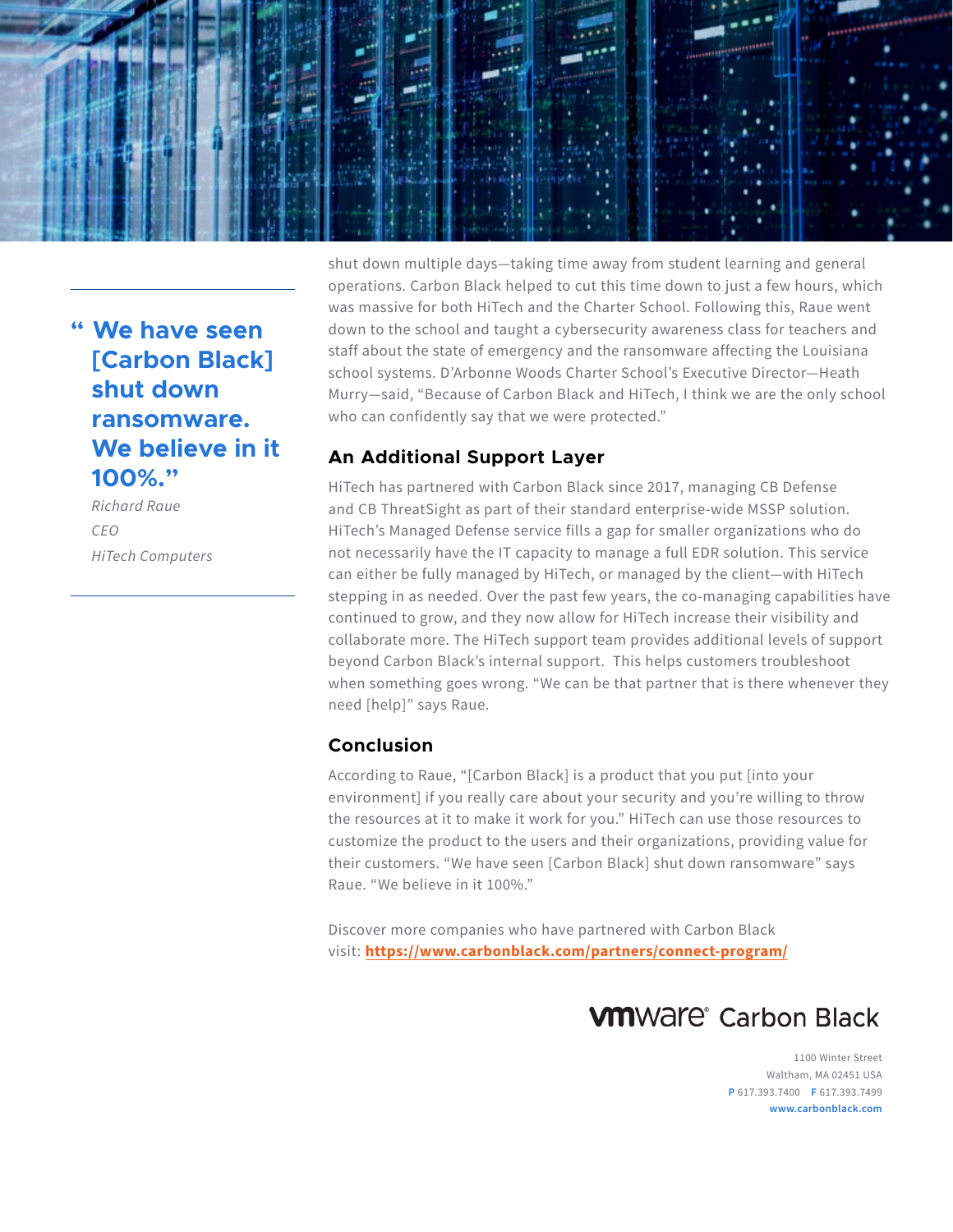> “ We have seen [Carbon Black] shut down ransomware. We believe in it 100%.”
>
> *Richard Raue*
> *CEO*
> *HiTech Computers*

shut down multiple days—taking time away from student learning and general operations. Carbon Black helped to cut this time down to just a few hours, which was massive for both HiTech and the Charter School. Following this, Raue went down to the school and taught a cybersecurity awareness class for teachers and staff about the state of emergency and the ransomware affecting the Louisiana school systems. D'Arbonne Woods Charter School's Executive Director—Heath Murry—said, “Because of Carbon Black and HiTech, I think we are the only school who can confidently say that we were protected.”

## An Additional Support Layer

HiTech has partnered with Carbon Black since 2017, managing CB Defense and CB ThreatSight as part of their standard enterprise-wide MSSP solution. HiTech's Managed Defense service fills a gap for smaller organizations who do not necessarily have the IT capacity to manage a full EDR solution. This service can either be fully managed by HiTech, or managed by the client—with HiTech stepping in as needed. Over the past few years, the co-managing capabilities have continued to grow, and they now allow for HiTech increase their visibility and collaborate more. The HiTech support team provides additional levels of support beyond Carbon Black's internal support. This helps customers troubleshoot when something goes wrong. “We can be that partner that is there whenever they need [help]” says Raue.

## Conclusion

According to Raue, “[Carbon Black] is a product that you put [into your environment] if you really care about your security and you're willing to throw the resources at it to make it work for you.” HiTech can use those resources to customize the product to the users and their organizations, providing value for their customers. “We have seen [Carbon Black] shut down ransomware” says Raue. “We believe in it 100%.”

Discover more companies who have partnered with Carbon Black visit: **https://www.carbonblack.com/partners/connect-program/**

**vmware® Carbon Black**

1100 Winter Street
Waltham, MA 02451 USA
**P** 617.393.7400 **F** 617.393.7499
**www.carbonblack.com**